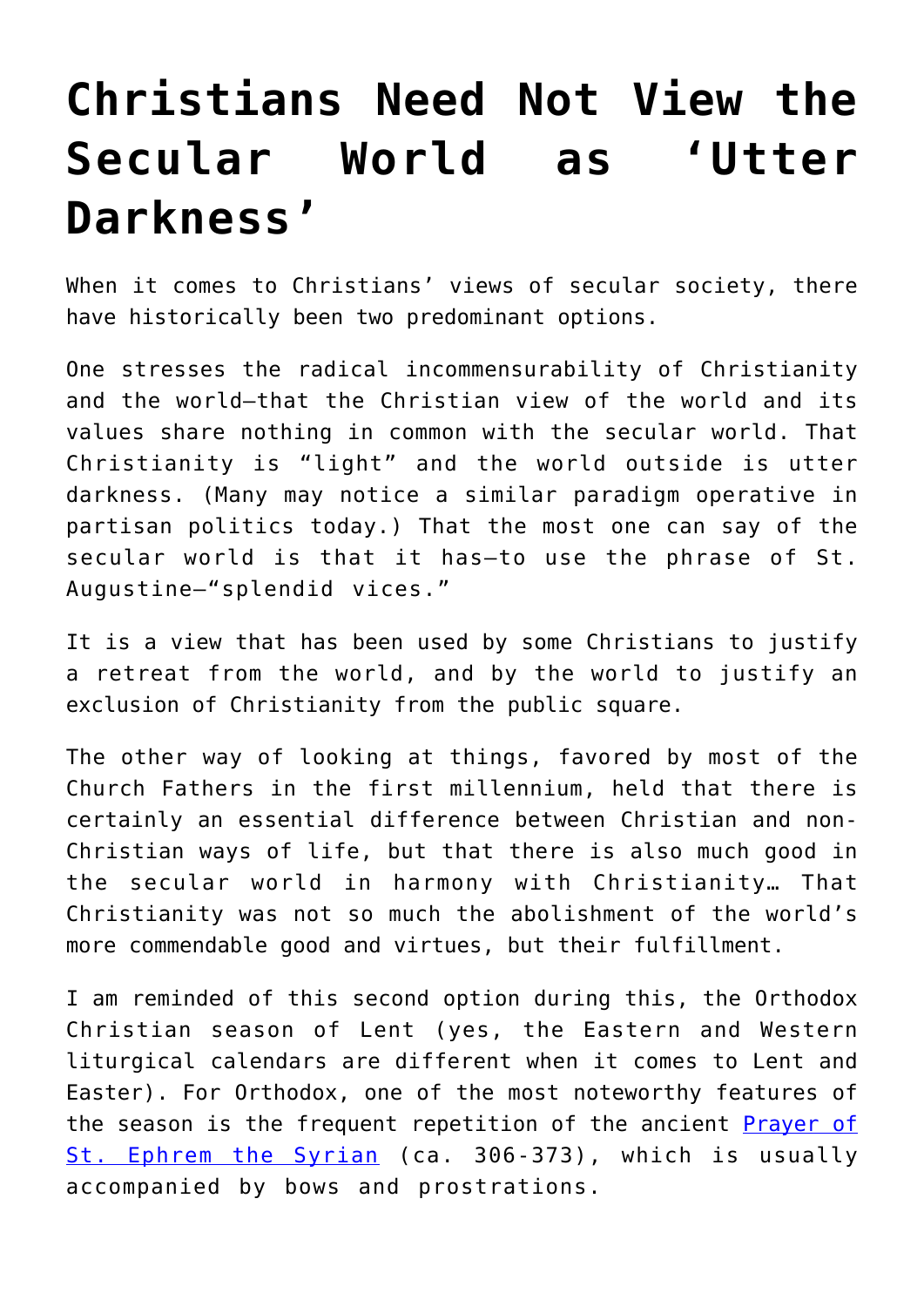# Christians Need Not View the Secular World as 'Utter Darkness'

When it comes to Christians' views of secular society, there have historically been two predominant options.

One stresses the radical incommensurability of Christianity and the world—that the Christian view of the world and its values share nothing in common with the secular world. That Christianity is "light" and the world outside is utter darkness. (Many may notice a similar paradigm operative in partisan politics today.) That the most one can say of the secular world is that it has—to use the phrase of St. Augustine—"splendid vices."

It is a view that has been used by some Christians to justify a retreat from the world, and by the world to justify an exclusion of Christianity from the public square.

The other way of looking at things, favored by most of the Church Fathers in the first millennium, held that there is certainly an essential difference between Christian and non-Christian ways of life, but that there is also much good in the secular world in harmony with Christianity… That Christianity was not so much the abolishment of the world's more commendable good and virtues, but their fulfillment.

I am reminded of this second option during this, the Orthodox Christian season of Lent (yes, the Eastern and Western liturgical calendars are different when it comes to Lent and Easter). For Orthodox, one of the most noteworthy features of the season is the frequent repetition of the ancient [Prayer of St. Ephrem the Syrian] (ca. 306-373), which is usually accompanied by bows and prostrations.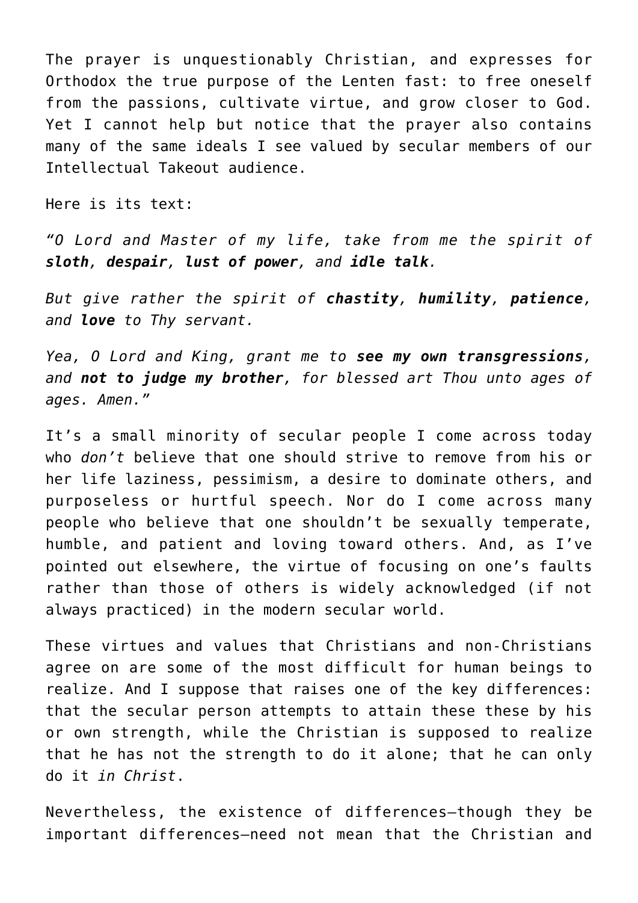The prayer is unquestionably Christian, and expresses for Orthodox the true purpose of the Lenten fast: to free oneself from the passions, cultivate virtue, and grow closer to God. Yet I cannot help but notice that the prayer also contains many of the same ideals I see valued by secular members of our Intellectual Takeout audience.

Here is its text:

*"O Lord and Master of my life, take from me the spirit of **sloth**, **despair**, **lust of power**, and **idle talk**.*

*But give rather the spirit of **chastity**, **humility**, **patience**, and **love** to Thy servant.*

*Yea, O Lord and King, grant me to **see my own transgressions**, and **not to judge my brother**, for blessed art Thou unto ages of ages. Amen."*

It's a small minority of secular people I come across today who *don't* believe that one should strive to remove from his or her life laziness, pessimism, a desire to dominate others, and purposeless or hurtful speech. Nor do I come across many people who believe that one shouldn't be sexually temperate, humble, and patient and loving toward others. And, as I've pointed out elsewhere, the virtue of focusing on one's faults rather than those of others is widely acknowledged (if not always practiced) in the modern secular world.

These virtues and values that Christians and non-Christians agree on are some of the most difficult for human beings to realize. And I suppose that raises one of the key differences: that the secular person attempts to attain these these by his or own strength, while the Christian is supposed to realize that he has not the strength to do it alone; that he can only do it *in Christ*.

Nevertheless, the existence of differences—though they be important differences—need not mean that the Christian and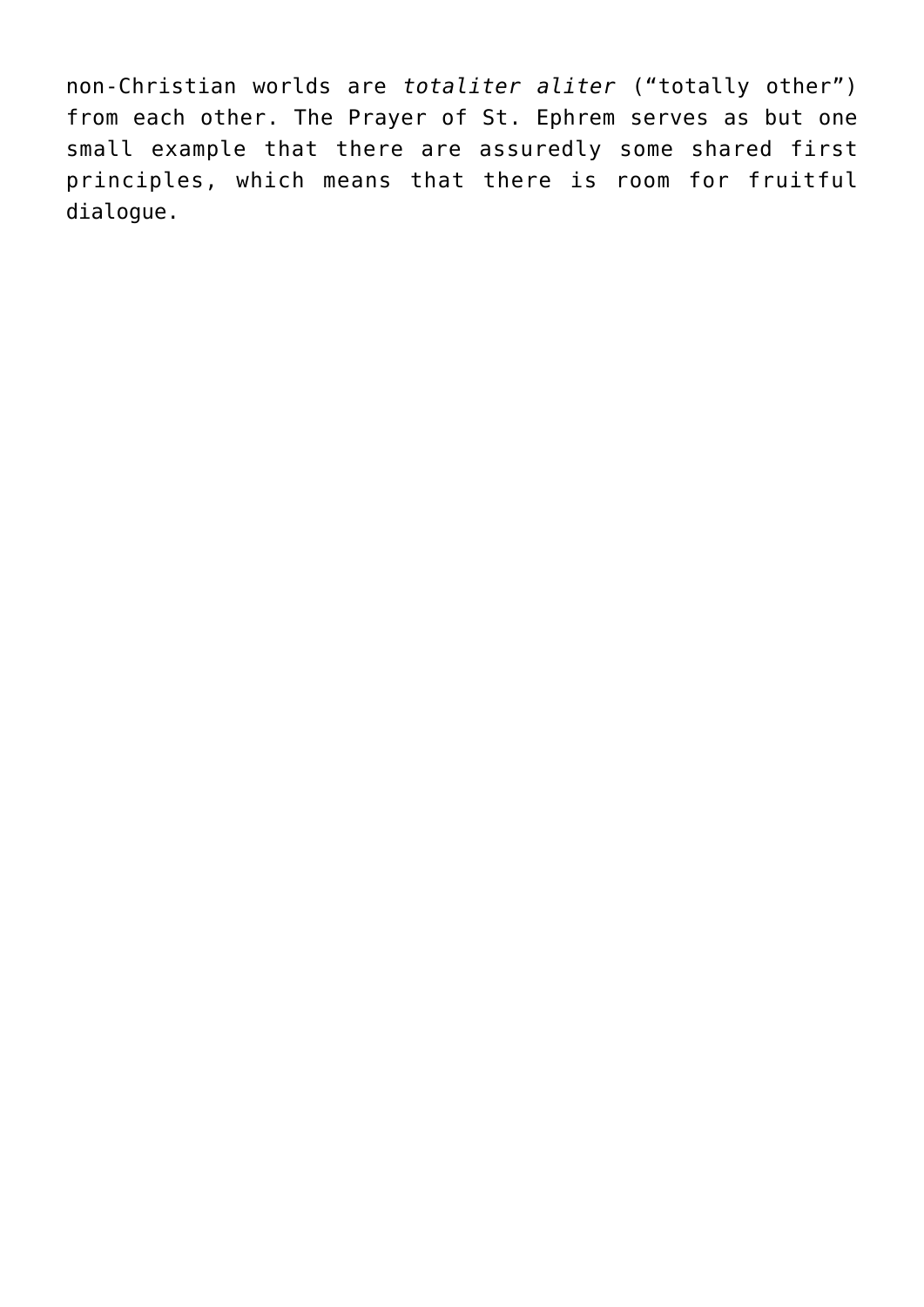non-Christian worlds are *totaliter aliter* ("totally other") from each other. The Prayer of St. Ephrem serves as but one small example that there are assuredly some shared first principles, which means that there is room for fruitful dialogue.